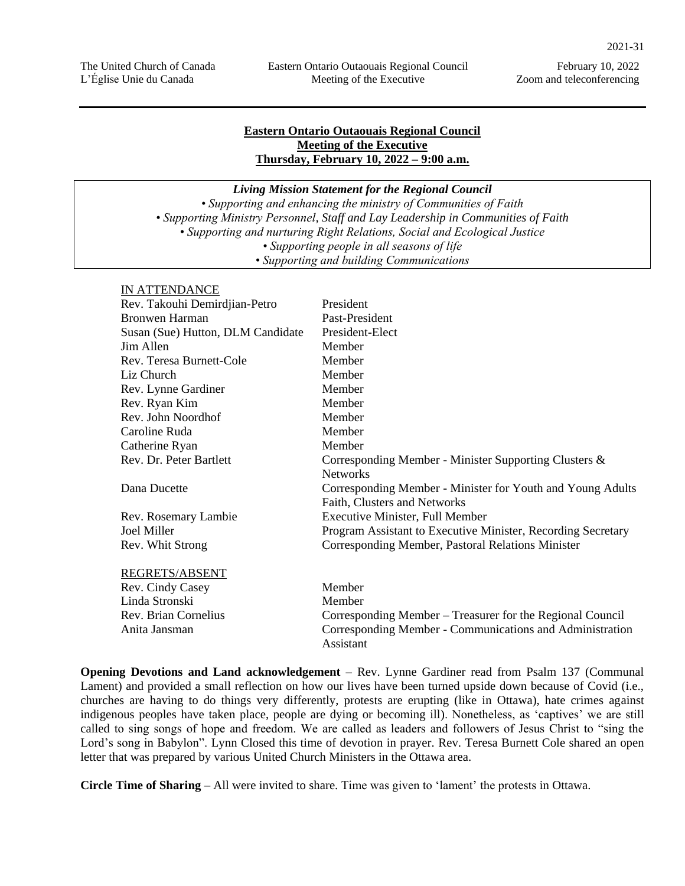**Eastern Ontario Outaouais Regional Council**
**Meeting of the Executive**
**Thursday, February 10, 2022 – 9:00 a.m.**

***Living Mission Statement for the Regional Council***

- *Supporting and enhancing the ministry of Communities of Faith*
- *Supporting Ministry Personnel, Staff and Lay Leadership in Communities of Faith*
- *Supporting and nurturing Right Relations, Social and Ecological Justice*
- *Supporting people in all seasons of life*
- *Supporting and building Communications*

IN ATTENDANCE

| | |
|---|---|
| Rev. Takouhi Demirdjian-Petro | President |
| Bronwen Harman | Past-President |
| Susan (Sue) Hutton, DLM Candidate | President-Elect |
| Jim Allen | Member |
| Rev. Teresa Burnett-Cole | Member |
| Liz Church | Member |
| Rev. Lynne Gardiner | Member |
| Rev. Ryan Kim | Member |
| Rev. John Noordhof | Member |
| Caroline Ruda | Member |
| Catherine Ryan | Member |
| Rev. Dr. Peter Bartlett | Corresponding Member - Minister Supporting Clusters & Networks |
| Dana Ducette | Corresponding Member - Minister for Youth and Young Adults Faith, Clusters and Networks |
| Rev. Rosemary Lambie | Executive Minister, Full Member |
| Joel Miller | Program Assistant to Executive Minister, Recording Secretary |
| Rev. Whit Strong | Corresponding Member, Pastoral Relations Minister |

REGRETS/ABSENT

| | |
|---|---|
| Rev. Cindy Casey | Member |
| Linda Stronski | Member |
| Rev. Brian Cornelius | Corresponding Member – Treasurer for the Regional Council |
| Anita Jansman | Corresponding Member - Communications and Administration Assistant |

**Opening Devotions and Land acknowledgement** – Rev. Lynne Gardiner read from Psalm 137 (Communal Lament) and provided a small reflection on how our lives have been turned upside down because of Covid (i.e., churches are having to do things very differently, protests are erupting (like in Ottawa), hate crimes against indigenous peoples have taken place, people are dying or becoming ill). Nonetheless, as 'captives' we are still called to sing songs of hope and freedom. We are called as leaders and followers of Jesus Christ to "sing the Lord's song in Babylon". Lynn Closed this time of devotion in prayer. Rev. Teresa Burnett Cole shared an open letter that was prepared by various United Church Ministers in the Ottawa area.

**Circle Time of Sharing** – All were invited to share. Time was given to 'lament' the protests in Ottawa.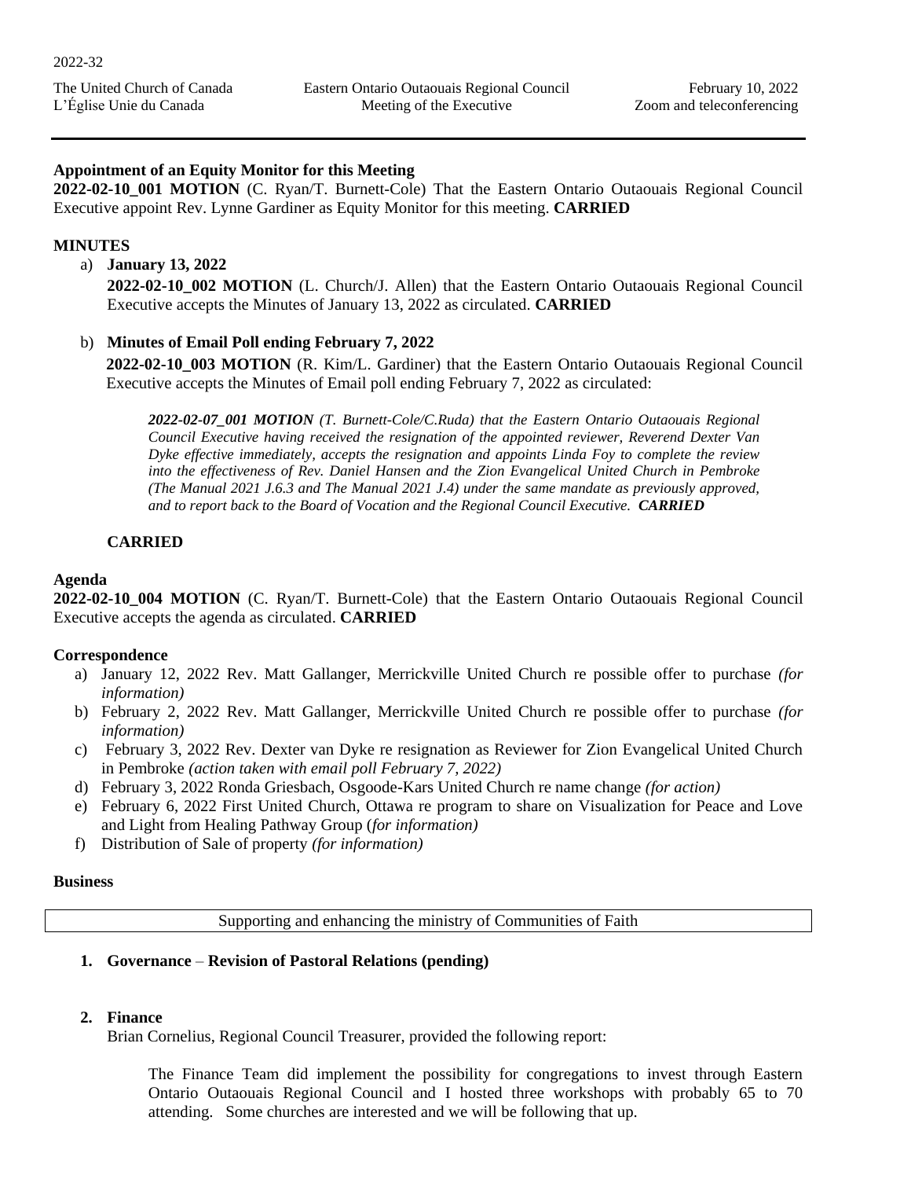**Appointment of an Equity Monitor for this Meeting**

**2022-02-10_001 MOTION** (C. Ryan/T. Burnett-Cole) That the Eastern Ontario Outaouais Regional Council Executive appoint Rev. Lynne Gardiner as Equity Monitor for this meeting. **CARRIED**

**MINUTES**

a) **January 13, 2022**

**2022-02-10_002 MOTION** (L. Church/J. Allen) that the Eastern Ontario Outaouais Regional Council Executive accepts the Minutes of January 13, 2022 as circulated. **CARRIED**

b) **Minutes of Email Poll ending February 7, 2022**

**2022-02-10_003 MOTION** (R. Kim/L. Gardiner) that the Eastern Ontario Outaouais Regional Council Executive accepts the Minutes of Email poll ending February 7, 2022 as circulated:

> ***2022-02-07_001 MOTION*** *(T. Burnett-Cole/C.Ruda) that the Eastern Ontario Outaouais Regional Council Executive having received the resignation of the appointed reviewer, Reverend Dexter Van Dyke effective immediately, accepts the resignation and appoints Linda Foy to complete the review into the effectiveness of Rev. Daniel Hansen and the Zion Evangelical United Church in Pembroke (The Manual 2021 J.6.3 and The Manual 2021 J.4) under the same mandate as previously approved, and to report back to the Board of Vocation and the Regional Council Executive.* ***CARRIED***

**CARRIED**

**Agenda**

**2022-02-10_004 MOTION** (C. Ryan/T. Burnett-Cole) that the Eastern Ontario Outaouais Regional Council Executive accepts the agenda as circulated. **CARRIED**

**Correspondence**

a) January 12, 2022 Rev. Matt Gallanger, Merrickville United Church re possible offer to purchase *(for information)*
b) February 2, 2022 Rev. Matt Gallanger, Merrickville United Church re possible offer to purchase *(for information)*
c) February 3, 2022 Rev. Dexter van Dyke re resignation as Reviewer for Zion Evangelical United Church in Pembroke *(action taken with email poll February 7, 2022)*
d) February 3, 2022 Ronda Griesbach, Osgoode-Kars United Church re name change *(for action)*
e) February 6, 2022 First United Church, Ottawa re program to share on Visualization for Peace and Love and Light from Healing Pathway Group (*for information)*
f) Distribution of Sale of property *(for information)*

**Business**

| Supporting and enhancing the ministry of Communities of Faith |
|---|

1. **Governance** – **Revision of Pastoral Relations (pending)**

2. **Finance**

   Brian Cornelius, Regional Council Treasurer, provided the following report:

   > The Finance Team did implement the possibility for congregations to invest through Eastern Ontario Outaouais Regional Council and I hosted three workshops with probably 65 to 70 attending. Some churches are interested and we will be following that up.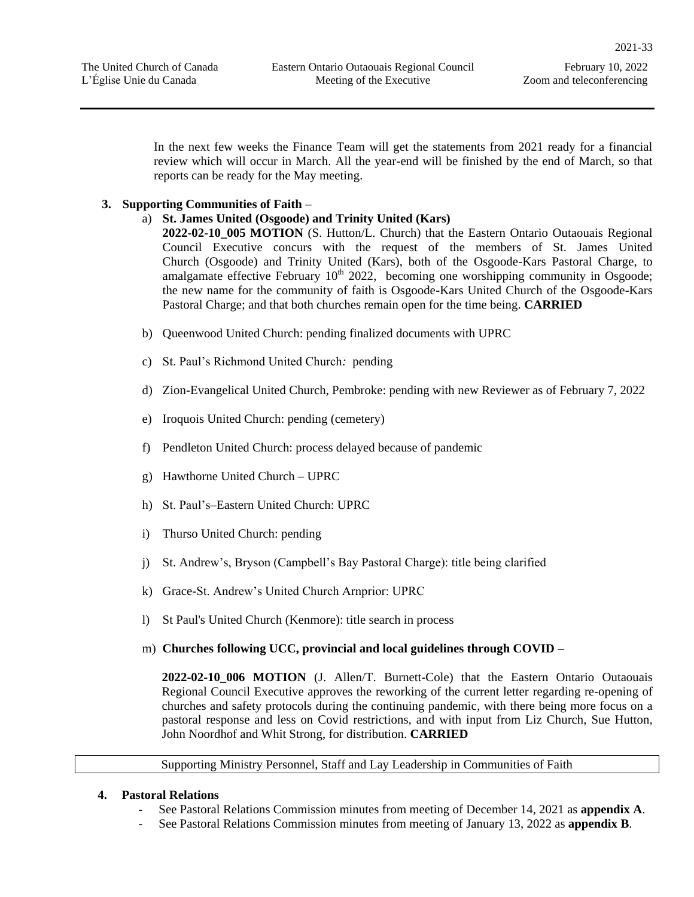In the next few weeks the Finance Team will get the statements from 2021 ready for a financial review which will occur in March. All the year-end will be finished by the end of March, so that reports can be ready for the May meeting.

**3. Supporting Communities of Faith** –

a) **St. James United (Osgoode) and Trinity United (Kars)**

**2022-02-10_005 MOTION** (S. Hutton/L. Church) that the Eastern Ontario Outaouais Regional Council Executive concurs with the request of the members of St. James United Church (Osgoode) and Trinity United (Kars), both of the Osgoode-Kars Pastoral Charge, to amalgamate effective February 10th 2022, becoming one worshipping community in Osgoode; the new name for the community of faith is Osgoode-Kars United Church of the Osgoode-Kars Pastoral Charge; and that both churches remain open for the time being. **CARRIED**

b) Queenwood United Church: pending finalized documents with UPRC

c) St. Paul's Richmond United Church*:* pending

d) Zion-Evangelical United Church, Pembroke: pending with new Reviewer as of February 7, 2022

e) Iroquois United Church: pending (cemetery)

f) Pendleton United Church: process delayed because of pandemic

g) Hawthorne United Church – UPRC

h) St. Paul's–Eastern United Church: UPRC

i) Thurso United Church: pending

j) St. Andrew's, Bryson (Campbell's Bay Pastoral Charge): title being clarified

k) Grace-St. Andrew's United Church Arnprior: UPRC

l) St Paul's United Church (Kenmore): title search in process

m) **Churches following UCC, provincial and local guidelines through COVID –**

**2022-02-10_006 MOTION** (J. Allen/T. Burnett-Cole) that the Eastern Ontario Outaouais Regional Council Executive approves the reworking of the current letter regarding re-opening of churches and safety protocols during the continuing pandemic, with there being more focus on a pastoral response and less on Covid restrictions, and with input from Liz Church, Sue Hutton, John Noordhof and Whit Strong, for distribution. **CARRIED**

Supporting Ministry Personnel, Staff and Lay Leadership in Communities of Faith

**4. Pastoral Relations**

- See Pastoral Relations Commission minutes from meeting of December 14, 2021 as **appendix A**.
- See Pastoral Relations Commission minutes from meeting of January 13, 2022 as **appendix B**.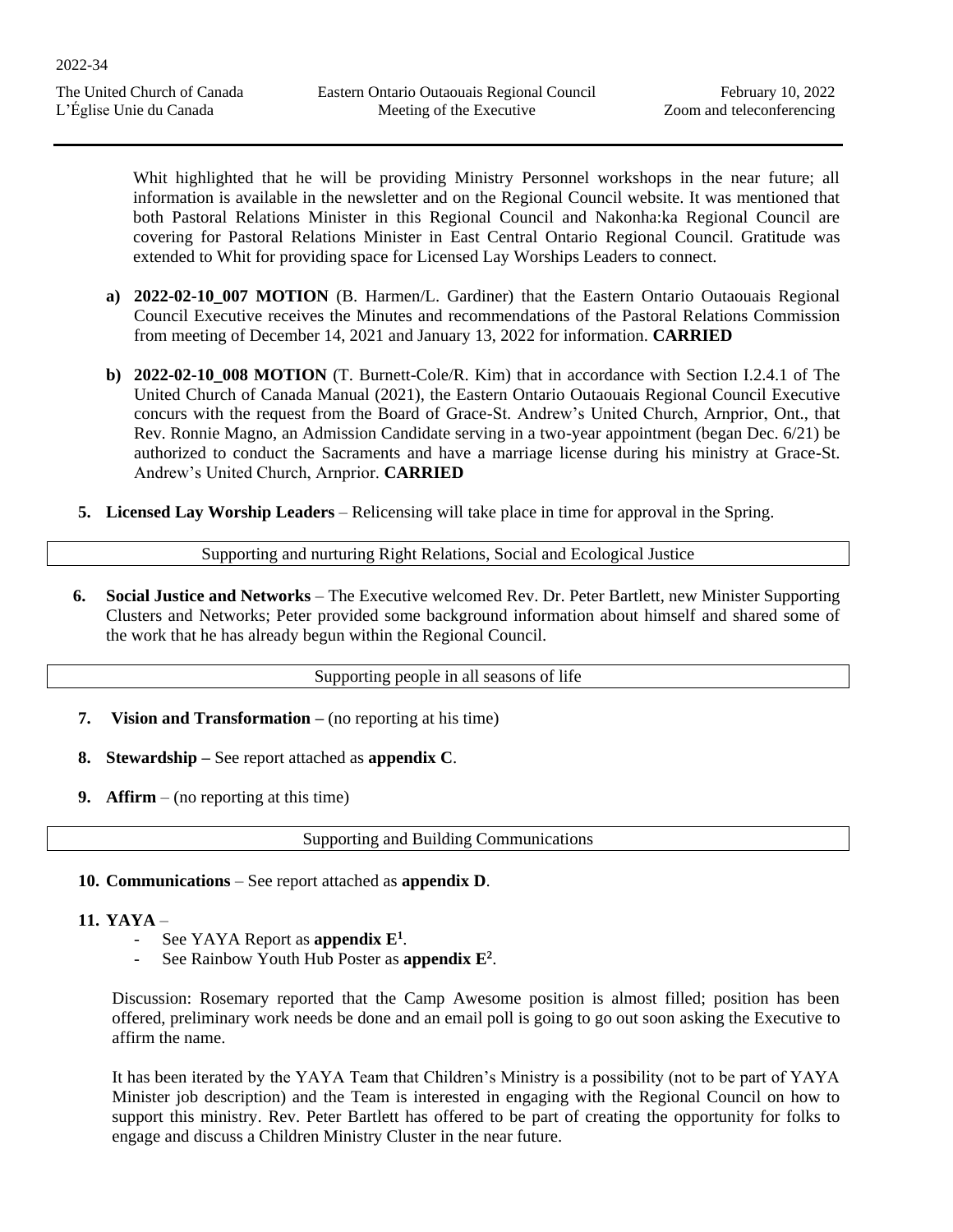Whit highlighted that he will be providing Ministry Personnel workshops in the near future; all information is available in the newsletter and on the Regional Council website. It was mentioned that both Pastoral Relations Minister in this Regional Council and Nakonha:ka Regional Council are covering for Pastoral Relations Minister in East Central Ontario Regional Council. Gratitude was extended to Whit for providing space for Licensed Lay Worships Leaders to connect.

a) **2022-02-10_007 MOTION** (B. Harmen/L. Gardiner) that the Eastern Ontario Outaouais Regional Council Executive receives the Minutes and recommendations of the Pastoral Relations Commission from meeting of December 14, 2021 and January 13, 2022 for information. **CARRIED**

b) **2022-02-10_008 MOTION** (T. Burnett-Cole/R. Kim) that in accordance with Section I.2.4.1 of The United Church of Canada Manual (2021), the Eastern Ontario Outaouais Regional Council Executive concurs with the request from the Board of Grace-St. Andrew's United Church, Arnprior, Ont., that Rev. Ronnie Magno, an Admission Candidate serving in a two-year appointment (began Dec. 6/21) be authorized to conduct the Sacraments and have a marriage license during his ministry at Grace-St. Andrew's United Church, Arnprior. **CARRIED**

5. **Licensed Lay Worship Leaders** – Relicensing will take place in time for approval in the Spring.

## Supporting and nurturing Right Relations, Social and Ecological Justice

6. **Social Justice and Networks** – The Executive welcomed Rev. Dr. Peter Bartlett, new Minister Supporting Clusters and Networks; Peter provided some background information about himself and shared some of the work that he has already begun within the Regional Council.

## Supporting people in all seasons of life

7. **Vision and Transformation –** (no reporting at his time)

8. **Stewardship –** See report attached as **appendix C**.

9. **Affirm** – (no reporting at this time)

## Supporting and Building Communications

10. **Communications** – See report attached as **appendix D**.

11. **YAYA** –
    - See YAYA Report as **appendix E[1]**.
    - See Rainbow Youth Hub Poster as **appendix E[2]**.

Discussion: Rosemary reported that the Camp Awesome position is almost filled; position has been offered, preliminary work needs be done and an email poll is going to go out soon asking the Executive to affirm the name.

It has been iterated by the YAYA Team that Children's Ministry is a possibility (not to be part of YAYA Minister job description) and the Team is interested in engaging with the Regional Council on how to support this ministry. Rev. Peter Bartlett has offered to be part of creating the opportunity for folks to engage and discuss a Children Ministry Cluster in the near future.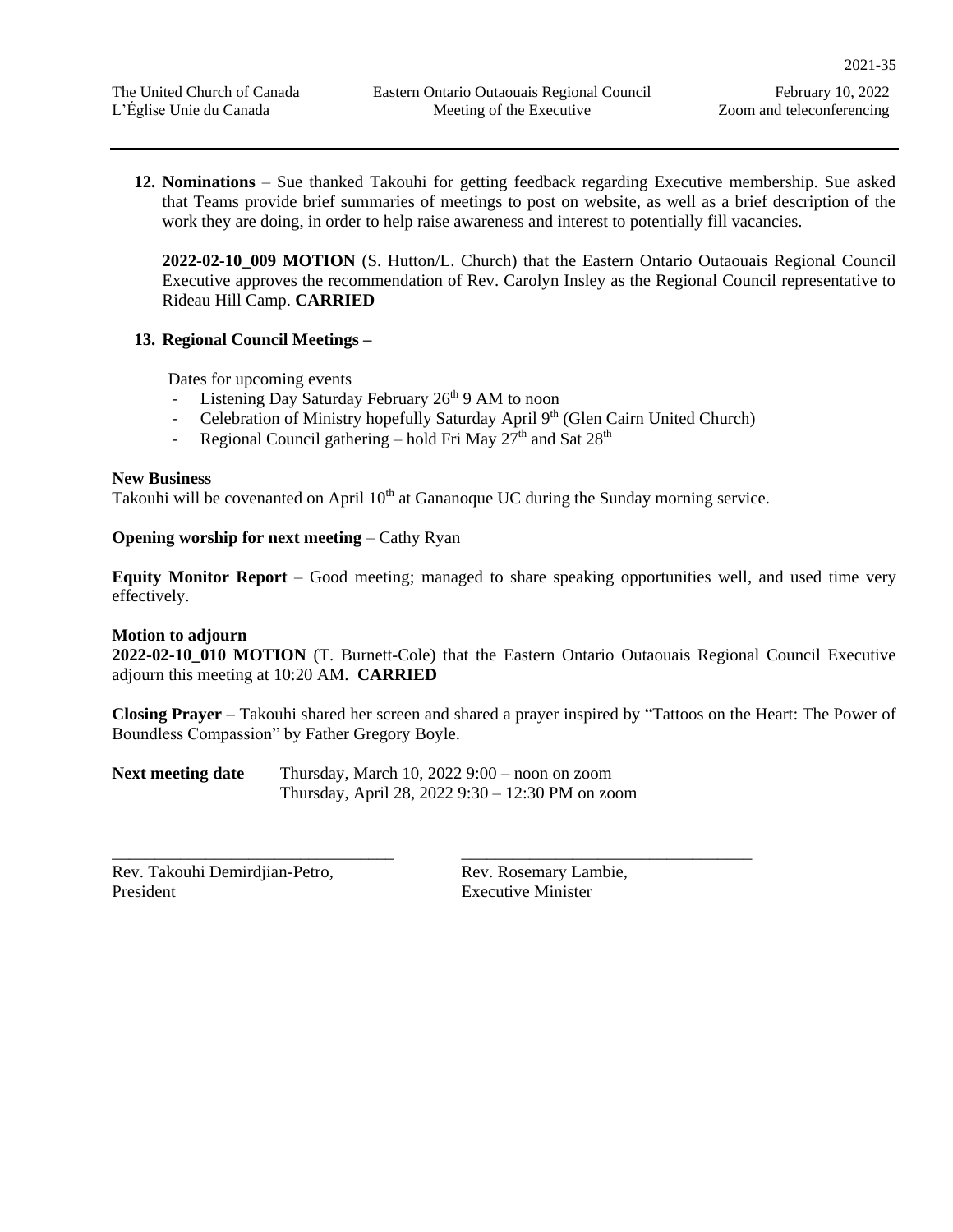12. **Nominations** – Sue thanked Takouhi for getting feedback regarding Executive membership. Sue asked that Teams provide brief summaries of meetings to post on website, as well as a brief description of the work they are doing, in order to help raise awareness and interest to potentially fill vacancies.

    **2022-02-10_009 MOTION** (S. Hutton/L. Church) that the Eastern Ontario Outaouais Regional Council Executive approves the recommendation of Rev. Carolyn Insley as the Regional Council representative to Rideau Hill Camp. **CARRIED**

13. **Regional Council Meetings –**

    Dates for upcoming events
    - Listening Day Saturday February 26th 9 AM to noon
    - Celebration of Ministry hopefully Saturday April 9th (Glen Cairn United Church)
    - Regional Council gathering – hold Fri May 27th and Sat 28th

**New Business**
Takouhi will be covenanted on April 10th at Gananoque UC during the Sunday morning service.

**Opening worship for next meeting** – Cathy Ryan

**Equity Monitor Report** – Good meeting; managed to share speaking opportunities well, and used time very effectively.

**Motion to adjourn**
**2022-02-10_010 MOTION** (T. Burnett-Cole) that the Eastern Ontario Outaouais Regional Council Executive adjourn this meeting at 10:20 AM. **CARRIED**

**Closing Prayer** – Takouhi shared her screen and shared a prayer inspired by "Tattoos on the Heart: The Power of Boundless Compassion" by Father Gregory Boyle.

**Next meeting date** Thursday, March 10, 2022 9:00 – noon on zoom
Thursday, April 28, 2022 9:30 – 12:30 PM on zoom

\_\_\_\_\_\_\_\_\_\_\_\_\_\_\_\_\_\_\_\_\_\_\_\_\_\_\_\_\_\_\_\_\_\_ \_\_\_\_\_\_\_\_\_\_\_\_\_\_\_\_\_\_\_\_\_\_\_\_\_\_\_\_\_\_\_\_\_\_

Rev. Takouhi Demirdjian-Petro, President

Rev. Rosemary Lambie, Executive Minister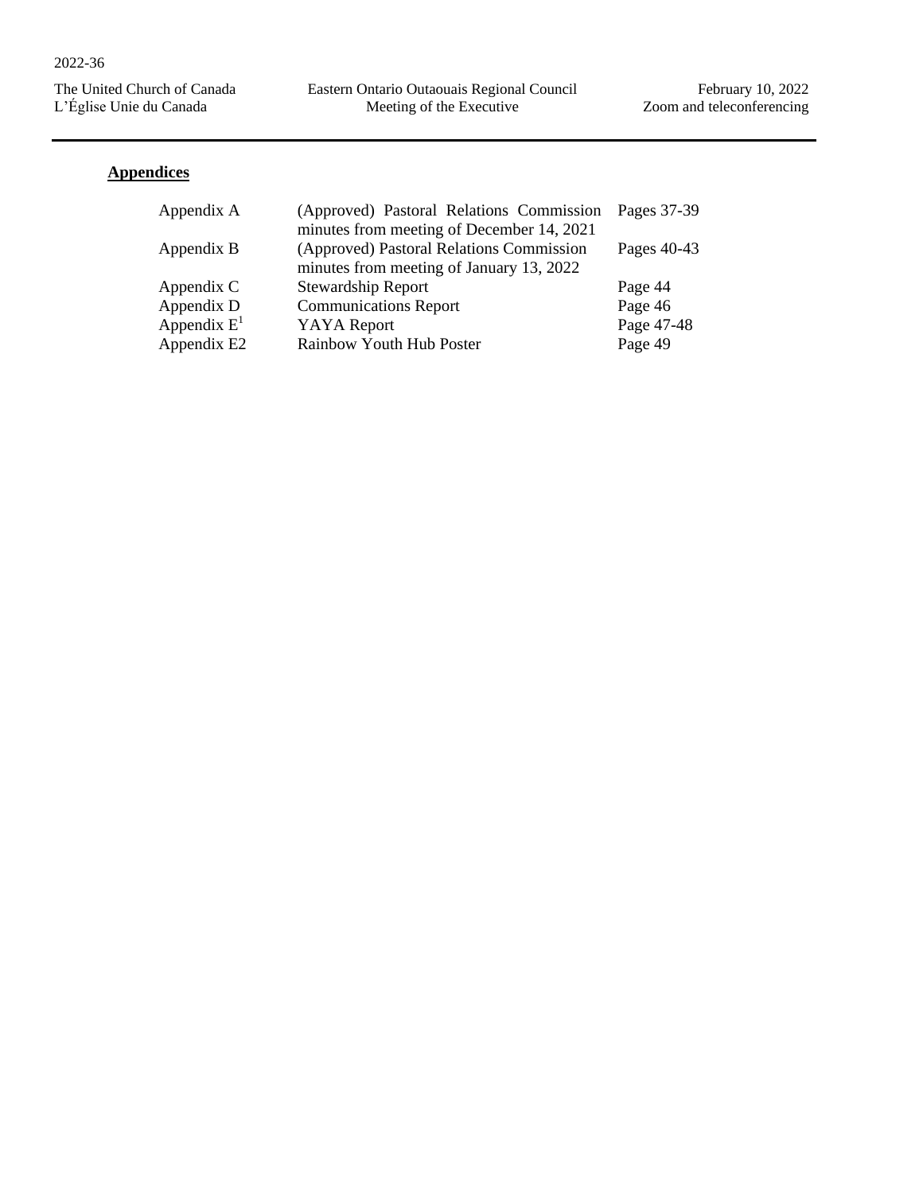## Appendices

| | | |
|---|---|---|
| Appendix A | (Approved) Pastoral Relations Commission minutes from meeting of December 14, 2021 | Pages 37-39 |
| Appendix B | (Approved) Pastoral Relations Commission minutes from meeting of January 13, 2022 | Pages 40-43 |
| Appendix C | Stewardship Report | Page 44 |
| Appendix D | Communications Report | Page 46 |
| Appendix E[1] | YAYA Report | Page 47-48 |
| Appendix E2 | Rainbow Youth Hub Poster | Page 49 |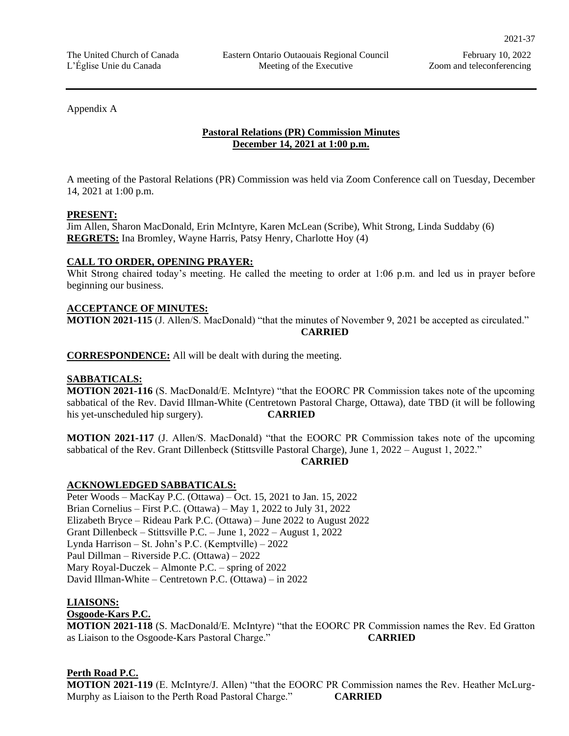Appendix A

## Pastoral Relations (PR) Commission Minutes
## December 14, 2021 at 1:00 p.m.

A meeting of the Pastoral Relations (PR) Commission was held via Zoom Conference call on Tuesday, December 14, 2021 at 1:00 p.m.

**PRESENT:**
Jim Allen, Sharon MacDonald, Erin McIntyre, Karen McLean (Scribe), Whit Strong, Linda Suddaby (6)
**REGRETS:** Ina Bromley, Wayne Harris, Patsy Henry, Charlotte Hoy (4)

**CALL TO ORDER, OPENING PRAYER:**
Whit Strong chaired today's meeting. He called the meeting to order at 1:06 p.m. and led us in prayer before beginning our business.

**ACCEPTANCE OF MINUTES:**
**MOTION 2021-115** (J. Allen/S. MacDonald) "that the minutes of November 9, 2021 be accepted as circulated." **CARRIED**

**CORRESPONDENCE:** All will be dealt with during the meeting.

**SABBATICALS:**
**MOTION 2021-116** (S. MacDonald/E. McIntyre) "that the EOORC PR Commission takes note of the upcoming sabbatical of the Rev. David Illman-White (Centretown Pastoral Charge, Ottawa), date TBD (it will be following his yet-unscheduled hip surgery). **CARRIED**

**MOTION 2021-117** (J. Allen/S. MacDonald) "that the EOORC PR Commission takes note of the upcoming sabbatical of the Rev. Grant Dillenbeck (Stittsville Pastoral Charge), June 1, 2022 – August 1, 2022." **CARRIED**

**ACKNOWLEDGED SABBATICALS:**
Peter Woods – MacKay P.C. (Ottawa) – Oct. 15, 2021 to Jan. 15, 2022
Brian Cornelius – First P.C. (Ottawa) – May 1, 2022 to July 31, 2022
Elizabeth Bryce – Rideau Park P.C. (Ottawa) – June 2022 to August 2022
Grant Dillenbeck – Stittsville P.C. – June 1, 2022 – August 1, 2022
Lynda Harrison – St. John's P.C. (Kemptville) – 2022
Paul Dillman – Riverside P.C. (Ottawa) – 2022
Mary Royal-Duczek – Almonte P.C. – spring of 2022
David Illman-White – Centretown P.C. (Ottawa) – in 2022

**LIAISONS:**
**Osgoode-Kars P.C.**
**MOTION 2021-118** (S. MacDonald/E. McIntyre) "that the EOORC PR Commission names the Rev. Ed Gratton as Liaison to the Osgoode-Kars Pastoral Charge." **CARRIED**

**Perth Road P.C.**
**MOTION 2021-119** (E. McIntyre/J. Allen) "that the EOORC PR Commission names the Rev. Heather McLurg-Murphy as Liaison to the Perth Road Pastoral Charge." **CARRIED**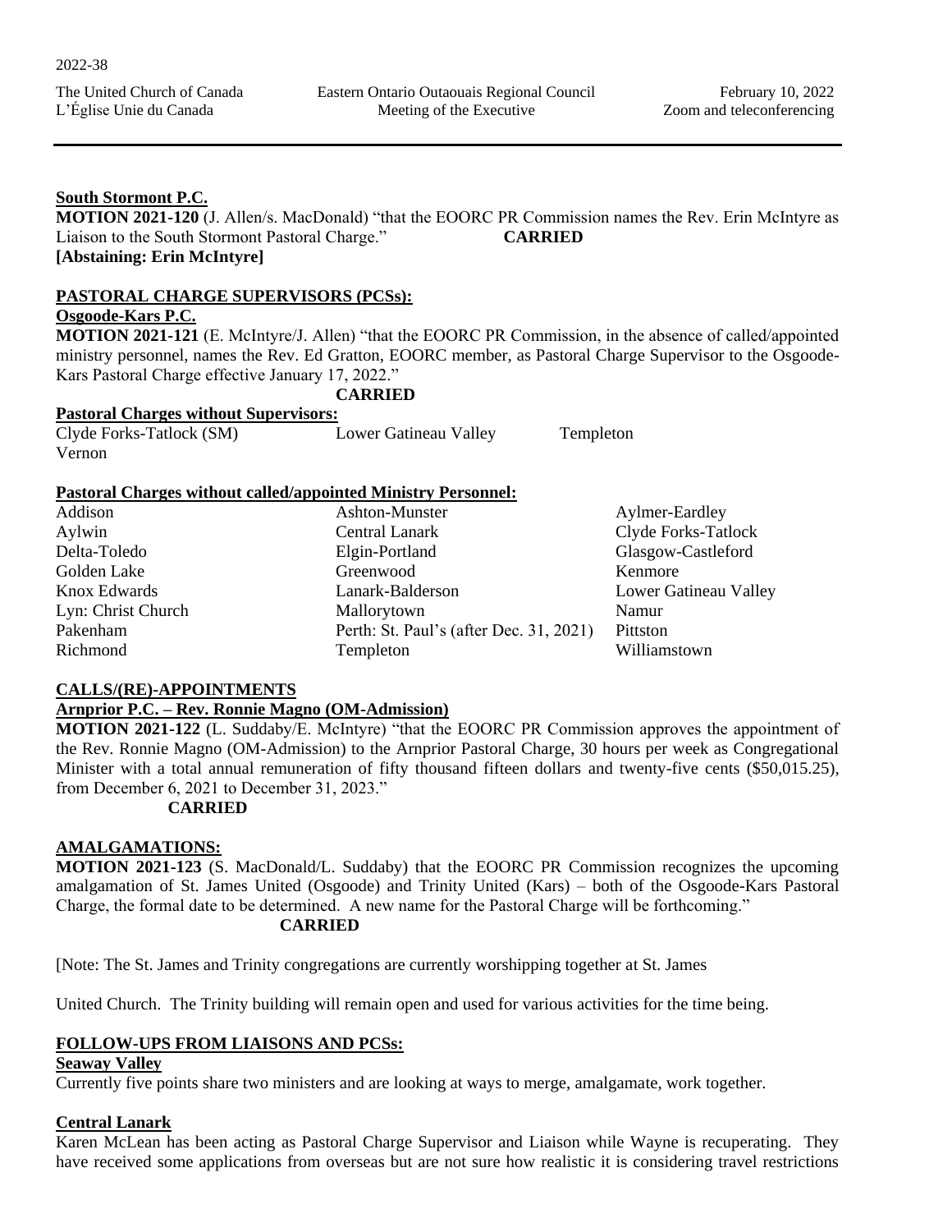**South Stormont P.C.**

**MOTION 2021-120** (J. Allen/s. MacDonald) "that the EOORC PR Commission names the Rev. Erin McIntyre as Liaison to the South Stormont Pastoral Charge." **CARRIED**
**[Abstaining: Erin McIntyre]**

**PASTORAL CHARGE SUPERVISORS (PCSs):**

**Osgoode-Kars P.C.**

**MOTION 2021-121** (E. McIntyre/J. Allen) "that the EOORC PR Commission, in the absence of called/appointed ministry personnel, names the Rev. Ed Gratton, EOORC member, as Pastoral Charge Supervisor to the Osgoode-Kars Pastoral Charge effective January 17, 2022."

**CARRIED**

**Pastoral Charges without Supervisors:**

| | | |
|---|---|---|
| Clyde Forks-Tatlock (SM) | Lower Gatineau Valley | Templeton |
| Vernon | | |

**Pastoral Charges without called/appointed Ministry Personnel:**

| | | |
|---|---|---|
| Addison | Ashton-Munster | Aylmer-Eardley |
| Aylwin | Central Lanark | Clyde Forks-Tatlock |
| Delta-Toledo | Elgin-Portland | Glasgow-Castleford |
| Golden Lake | Greenwood | Kenmore |
| Knox Edwards | Lanark-Balderson | Lower Gatineau Valley |
| Lyn: Christ Church | Mallorytown | Namur |
| Pakenham | Perth: St. Paul's (after Dec. 31, 2021) | Pittston |
| Richmond | Templeton | Williamstown |

**CALLS/(RE)-APPOINTMENTS**

**Arnprior P.C. – Rev. Ronnie Magno (OM-Admission)**

**MOTION 2021-122** (L. Suddaby/E. McIntyre) "that the EOORC PR Commission approves the appointment of the Rev. Ronnie Magno (OM-Admission) to the Arnprior Pastoral Charge, 30 hours per week as Congregational Minister with a total annual remuneration of fifty thousand fifteen dollars and twenty-five cents ($50,015.25), from December 6, 2021 to December 31, 2023."

**CARRIED**

**AMALGAMATIONS:**

**MOTION 2021-123** (S. MacDonald/L. Suddaby) that the EOORC PR Commission recognizes the upcoming amalgamation of St. James United (Osgoode) and Trinity United (Kars) – both of the Osgoode-Kars Pastoral Charge, the formal date to be determined. A new name for the Pastoral Charge will be forthcoming."

**CARRIED**

[Note: The St. James and Trinity congregations are currently worshipping together at St. James

United Church. The Trinity building will remain open and used for various activities for the time being.

**FOLLOW-UPS FROM LIAISONS AND PCSs:**

**Seaway Valley**

Currently five points share two ministers and are looking at ways to merge, amalgamate, work together.

**Central Lanark**

Karen McLean has been acting as Pastoral Charge Supervisor and Liaison while Wayne is recuperating. They have received some applications from overseas but are not sure how realistic it is considering travel restrictions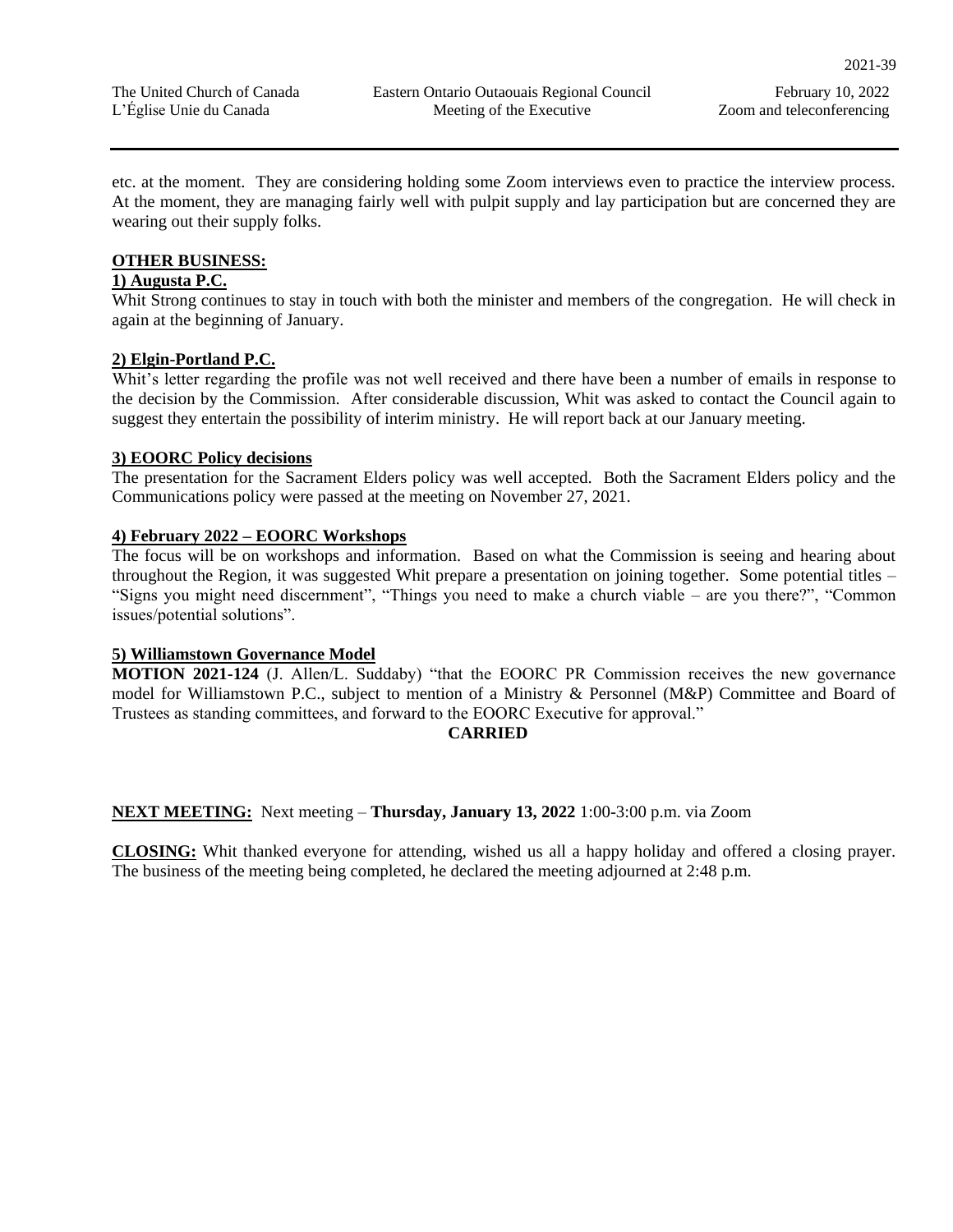etc. at the moment. They are considering holding some Zoom interviews even to practice the interview process. At the moment, they are managing fairly well with pulpit supply and lay participation but are concerned they are wearing out their supply folks.

**OTHER BUSINESS:**

**1) Augusta P.C.**

Whit Strong continues to stay in touch with both the minister and members of the congregation. He will check in again at the beginning of January.

**2) Elgin-Portland P.C.**

Whit's letter regarding the profile was not well received and there have been a number of emails in response to the decision by the Commission. After considerable discussion, Whit was asked to contact the Council again to suggest they entertain the possibility of interim ministry. He will report back at our January meeting.

**3) EOORC Policy decisions**

The presentation for the Sacrament Elders policy was well accepted. Both the Sacrament Elders policy and the Communications policy were passed at the meeting on November 27, 2021.

**4) February 2022 – EOORC Workshops**

The focus will be on workshops and information. Based on what the Commission is seeing and hearing about throughout the Region, it was suggested Whit prepare a presentation on joining together. Some potential titles – "Signs you might need discernment", "Things you need to make a church viable – are you there?", "Common issues/potential solutions".

**5) Williamstown Governance Model**

**MOTION 2021-124** (J. Allen/L. Suddaby) "that the EOORC PR Commission receives the new governance model for Williamstown P.C., subject to mention of a Ministry & Personnel (M&P) Committee and Board of Trustees as standing committees, and forward to the EOORC Executive for approval."

**CARRIED**

**NEXT MEETING:** Next meeting – **Thursday, January 13, 2022** 1:00-3:00 p.m. via Zoom

**CLOSING:** Whit thanked everyone for attending, wished us all a happy holiday and offered a closing prayer. The business of the meeting being completed, he declared the meeting adjourned at 2:48 p.m.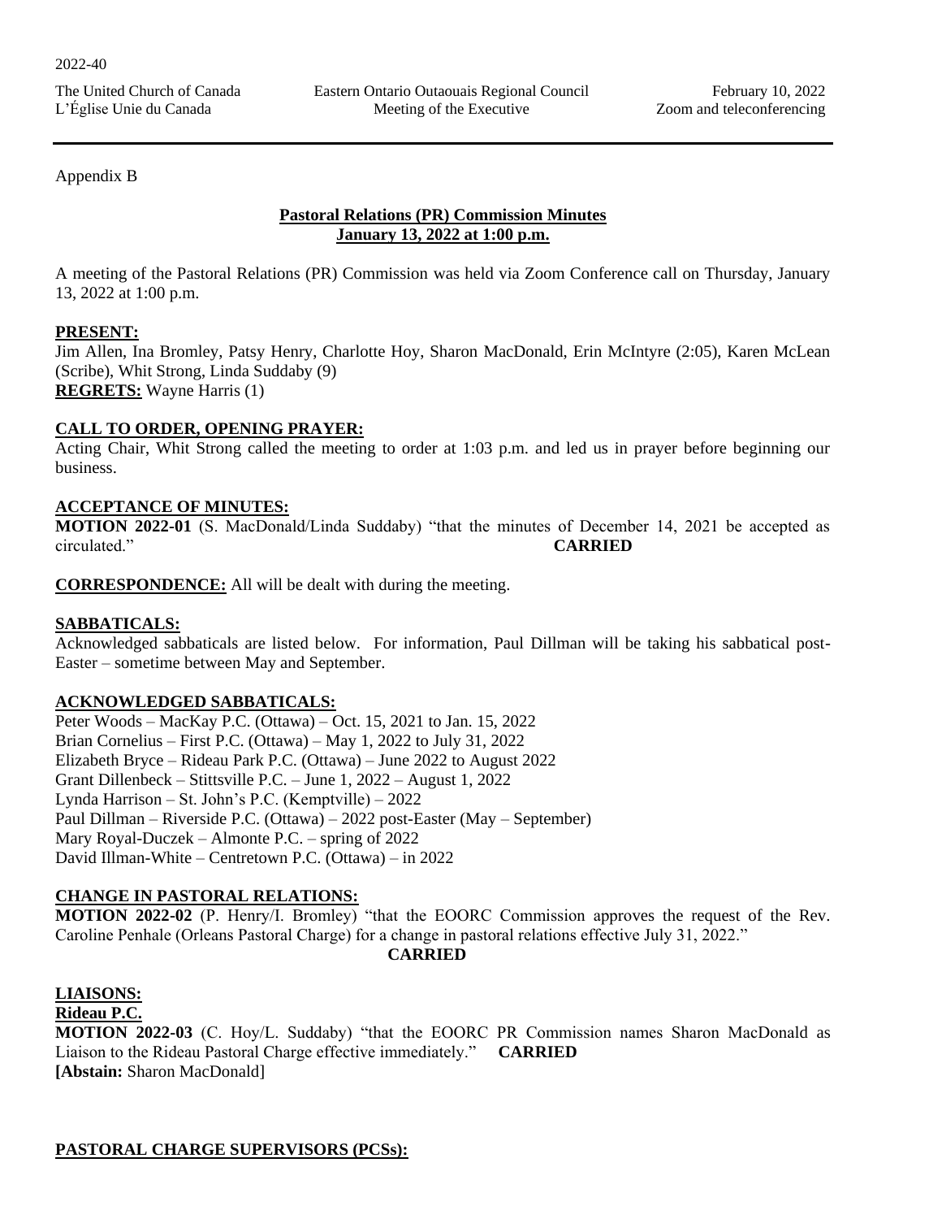Appendix B

**Pastoral Relations (PR) Commission Minutes**
**January 13, 2022 at 1:00 p.m.**

A meeting of the Pastoral Relations (PR) Commission was held via Zoom Conference call on Thursday, January 13, 2022 at 1:00 p.m.

**PRESENT:**
Jim Allen, Ina Bromley, Patsy Henry, Charlotte Hoy, Sharon MacDonald, Erin McIntyre (2:05), Karen McLean (Scribe), Whit Strong, Linda Suddaby (9)
**REGRETS:** Wayne Harris (1)

**CALL TO ORDER, OPENING PRAYER:**
Acting Chair, Whit Strong called the meeting to order at 1:03 p.m. and led us in prayer before beginning our business.

**ACCEPTANCE OF MINUTES:**
**MOTION 2022-01** (S. MacDonald/Linda Suddaby) "that the minutes of December 14, 2021 be accepted as circulated." **CARRIED**

**CORRESPONDENCE:** All will be dealt with during the meeting.

**SABBATICALS:**
Acknowledged sabbaticals are listed below. For information, Paul Dillman will be taking his sabbatical post-Easter – sometime between May and September.

**ACKNOWLEDGED SABBATICALS:**
Peter Woods – MacKay P.C. (Ottawa) – Oct. 15, 2021 to Jan. 15, 2022
Brian Cornelius – First P.C. (Ottawa) – May 1, 2022 to July 31, 2022
Elizabeth Bryce – Rideau Park P.C. (Ottawa) – June 2022 to August 2022
Grant Dillenbeck – Stittsville P.C. – June 1, 2022 – August 1, 2022
Lynda Harrison – St. John's P.C. (Kemptville) – 2022
Paul Dillman – Riverside P.C. (Ottawa) – 2022 post-Easter (May – September)
Mary Royal-Duczek – Almonte P.C. – spring of 2022
David Illman-White – Centretown P.C. (Ottawa) – in 2022

**CHANGE IN PASTORAL RELATIONS:**
**MOTION 2022-02** (P. Henry/I. Bromley) "that the EOORC Commission approves the request of the Rev. Caroline Penhale (Orleans Pastoral Charge) for a change in pastoral relations effective July 31, 2022."
**CARRIED**

**LIAISONS:**
**Rideau P.C.**
**MOTION 2022-03** (C. Hoy/L. Suddaby) "that the EOORC PR Commission names Sharon MacDonald as Liaison to the Rideau Pastoral Charge effective immediately." **CARRIED**
**[Abstain:** Sharon MacDonald]

**PASTORAL CHARGE SUPERVISORS (PCSs):**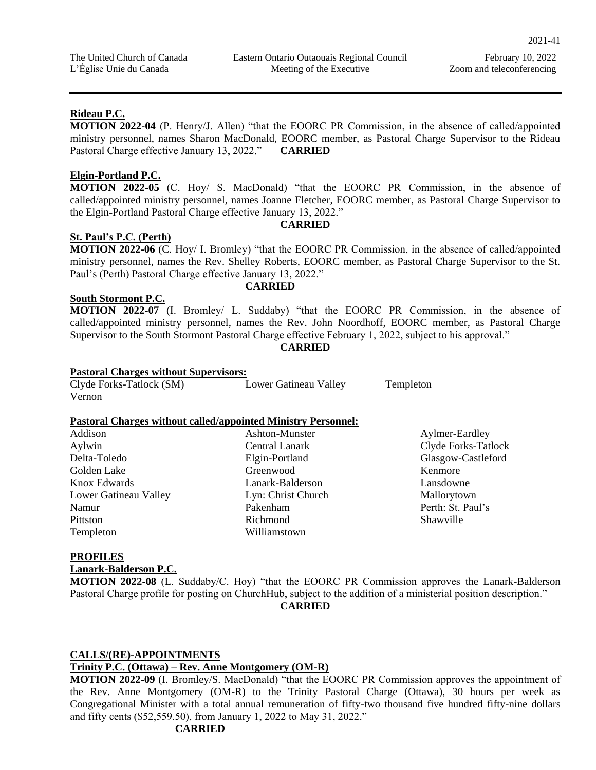**Rideau P.C.**

**MOTION 2022-04** (P. Henry/J. Allen) "that the EOORC PR Commission, in the absence of called/appointed ministry personnel, names Sharon MacDonald, EOORC member, as Pastoral Charge Supervisor to the Rideau Pastoral Charge effective January 13, 2022." **CARRIED**

**Elgin-Portland P.C.**

**MOTION 2022-05** (C. Hoy/ S. MacDonald) "that the EOORC PR Commission, in the absence of called/appointed ministry personnel, names Joanne Fletcher, EOORC member, as Pastoral Charge Supervisor to the Elgin-Portland Pastoral Charge effective January 13, 2022."

**CARRIED**

**St. Paul's P.C. (Perth)**

**MOTION 2022-06** (C. Hoy/ I. Bromley) "that the EOORC PR Commission, in the absence of called/appointed ministry personnel, names the Rev. Shelley Roberts, EOORC member, as Pastoral Charge Supervisor to the St. Paul's (Perth) Pastoral Charge effective January 13, 2022."

**CARRIED**

**South Stormont P.C.**

**MOTION 2022-07** (I. Bromley/ L. Suddaby) "that the EOORC PR Commission, in the absence of called/appointed ministry personnel, names the Rev. John Noordhoff, EOORC member, as Pastoral Charge Supervisor to the South Stormont Pastoral Charge effective February 1, 2022, subject to his approval."

**CARRIED**

**Pastoral Charges without Supervisors:**

Clyde Forks-Tatlock (SM)
Lower Gatineau Valley
Templeton
Vernon

**Pastoral Charges without called/appointed Ministry Personnel:**

| | | |
|---|---|---|
| Addison | Ashton-Munster | Aylmer-Eardley |
| Aylwin | Central Lanark | Clyde Forks-Tatlock |
| Delta-Toledo | Elgin-Portland | Glasgow-Castleford |
| Golden Lake | Greenwood | Kenmore |
| Knox Edwards | Lanark-Balderson | Lansdowne |
| Lower Gatineau Valley | Lyn: Christ Church | Mallorytown |
| Namur | Pakenham | Perth: St. Paul's |
| Pittston | Richmond | Shawville |
| Templeton | Williamstown | |

**PROFILES**

**Lanark-Balderson P.C.**

**MOTION 2022-08** (L. Suddaby/C. Hoy) "that the EOORC PR Commission approves the Lanark-Balderson Pastoral Charge profile for posting on ChurchHub, subject to the addition of a ministerial position description."

**CARRIED**

**CALLS/(RE)-APPOINTMENTS**

**Trinity P.C. (Ottawa) – Rev. Anne Montgomery (OM-R)**

**MOTION 2022-09** (I. Bromley/S. MacDonald) "that the EOORC PR Commission approves the appointment of the Rev. Anne Montgomery (OM-R) to the Trinity Pastoral Charge (Ottawa), 30 hours per week as Congregational Minister with a total annual remuneration of fifty-two thousand five hundred fifty-nine dollars and fifty cents ($52,559.50), from January 1, 2022 to May 31, 2022."

**CARRIED**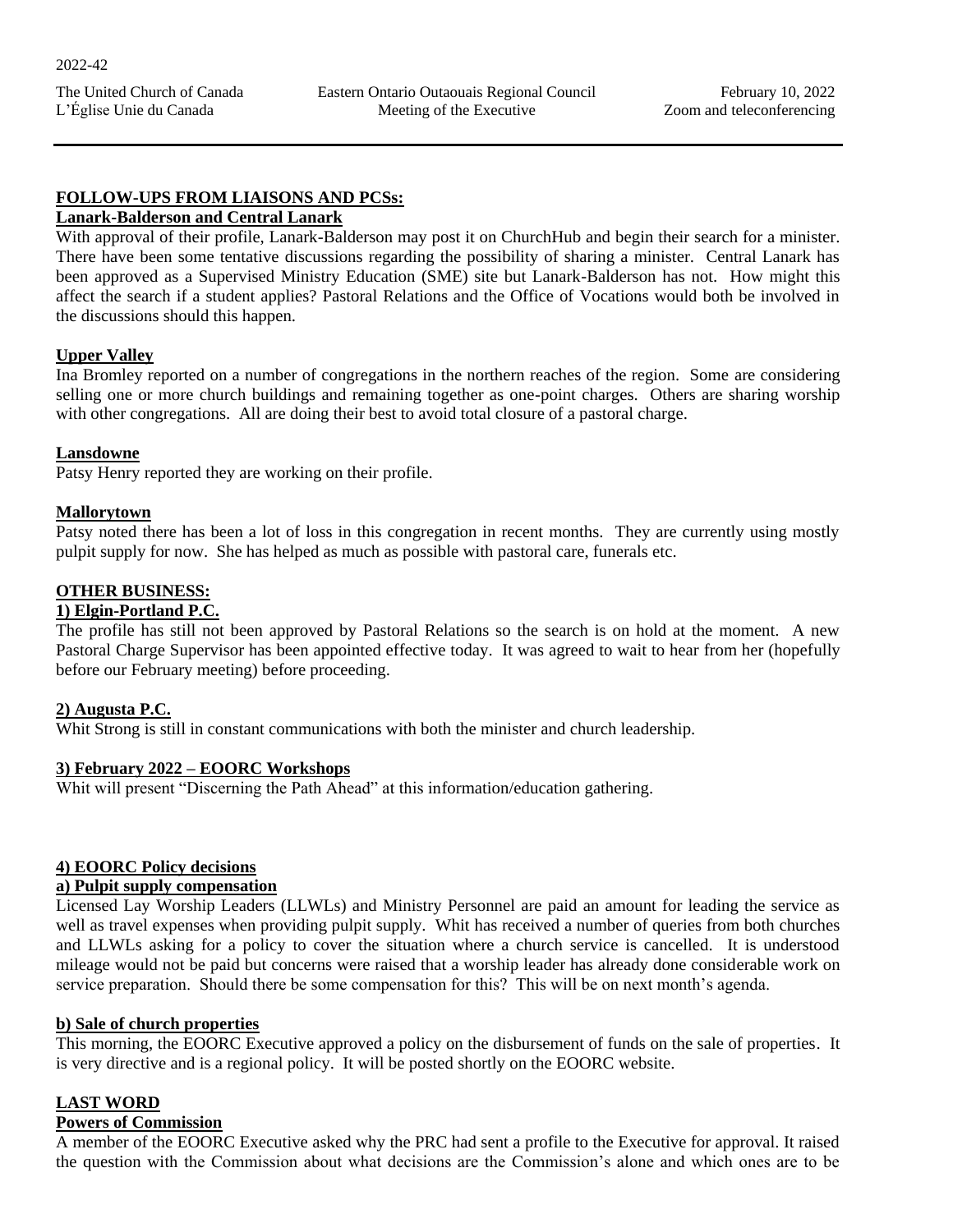**FOLLOW-UPS FROM LIAISONS AND PCSs:**

**Lanark-Balderson and Central Lanark**

With approval of their profile, Lanark-Balderson may post it on ChurchHub and begin their search for a minister. There have been some tentative discussions regarding the possibility of sharing a minister. Central Lanark has been approved as a Supervised Ministry Education (SME) site but Lanark-Balderson has not. How might this affect the search if a student applies? Pastoral Relations and the Office of Vocations would both be involved in the discussions should this happen.

**Upper Valley**

Ina Bromley reported on a number of congregations in the northern reaches of the region. Some are considering selling one or more church buildings and remaining together as one-point charges. Others are sharing worship with other congregations. All are doing their best to avoid total closure of a pastoral charge.

**Lansdowne**

Patsy Henry reported they are working on their profile.

**Mallorytown**

Patsy noted there has been a lot of loss in this congregation in recent months. They are currently using mostly pulpit supply for now. She has helped as much as possible with pastoral care, funerals etc.

**OTHER BUSINESS:**

**1) Elgin-Portland P.C.**

The profile has still not been approved by Pastoral Relations so the search is on hold at the moment. A new Pastoral Charge Supervisor has been appointed effective today. It was agreed to wait to hear from her (hopefully before our February meeting) before proceeding.

**2) Augusta P.C.**

Whit Strong is still in constant communications with both the minister and church leadership.

**3) February 2022 – EOORC Workshops**

Whit will present "Discerning the Path Ahead" at this information/education gathering.

**4) EOORC Policy decisions**

**a) Pulpit supply compensation**

Licensed Lay Worship Leaders (LLWLs) and Ministry Personnel are paid an amount for leading the service as well as travel expenses when providing pulpit supply. Whit has received a number of queries from both churches and LLWLs asking for a policy to cover the situation where a church service is cancelled. It is understood mileage would not be paid but concerns were raised that a worship leader has already done considerable work on service preparation. Should there be some compensation for this? This will be on next month's agenda.

**b) Sale of church properties**

This morning, the EOORC Executive approved a policy on the disbursement of funds on the sale of properties. It is very directive and is a regional policy. It will be posted shortly on the EOORC website.

**LAST WORD**

**Powers of Commission**

A member of the EOORC Executive asked why the PRC had sent a profile to the Executive for approval. It raised the question with the Commission about what decisions are the Commission's alone and which ones are to be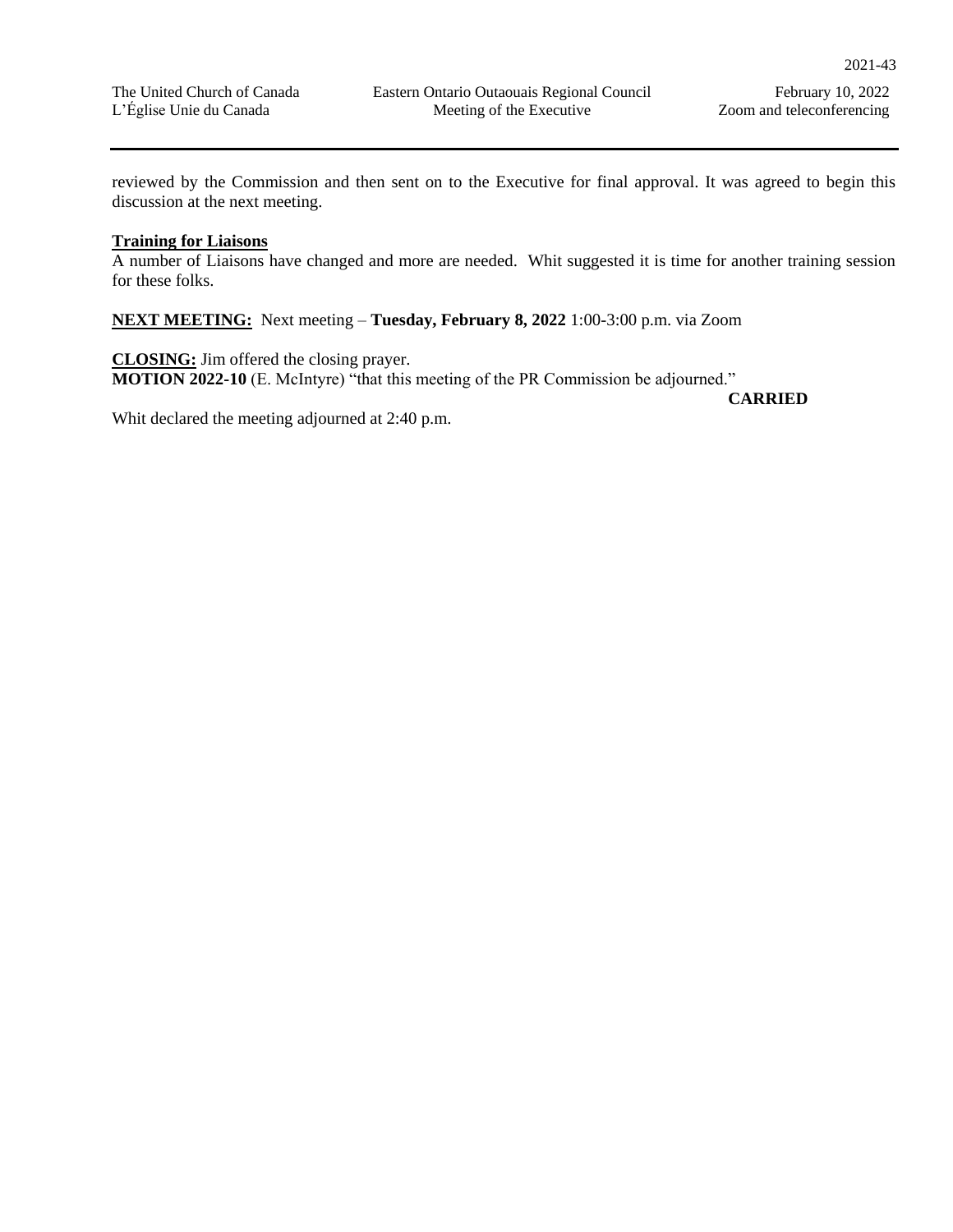reviewed by the Commission and then sent on to the Executive for final approval. It was agreed to begin this discussion at the next meeting.

**Training for Liaisons**

A number of Liaisons have changed and more are needed. Whit suggested it is time for another training session for these folks.

**NEXT MEETING:** Next meeting – **Tuesday, February 8, 2022** 1:00-3:00 p.m. via Zoom

**CLOSING:** Jim offered the closing prayer.

**MOTION 2022-10** (E. McIntyre) "that this meeting of the PR Commission be adjourned."

**CARRIED**

Whit declared the meeting adjourned at 2:40 p.m.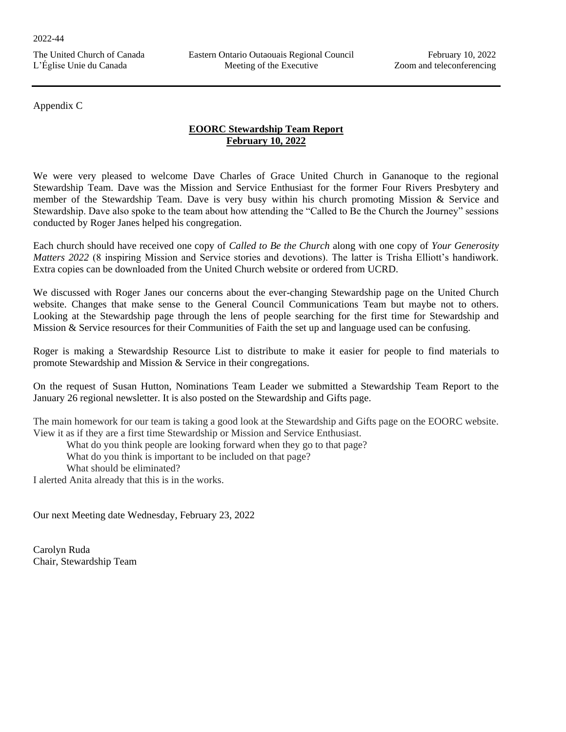Appendix C

**EOORC Stewardship Team Report**
**February 10, 2022**

We were very pleased to welcome Dave Charles of Grace United Church in Gananoque to the regional Stewardship Team. Dave was the Mission and Service Enthusiast for the former Four Rivers Presbytery and member of the Stewardship Team. Dave is very busy within his church promoting Mission & Service and Stewardship. Dave also spoke to the team about how attending the "Called to Be the Church the Journey" sessions conducted by Roger Janes helped his congregation.

Each church should have received one copy of *Called to Be the Church* along with one copy of *Your Generosity Matters 2022* (8 inspiring Mission and Service stories and devotions). The latter is Trisha Elliott's handiwork. Extra copies can be downloaded from the United Church website or ordered from UCRD.

We discussed with Roger Janes our concerns about the ever-changing Stewardship page on the United Church website. Changes that make sense to the General Council Communications Team but maybe not to others. Looking at the Stewardship page through the lens of people searching for the first time for Stewardship and Mission & Service resources for their Communities of Faith the set up and language used can be confusing.

Roger is making a Stewardship Resource List to distribute to make it easier for people to find materials to promote Stewardship and Mission & Service in their congregations.

On the request of Susan Hutton, Nominations Team Leader we submitted a Stewardship Team Report to the January 26 regional newsletter. It is also posted on the Stewardship and Gifts page.

The main homework for our team is taking a good look at the Stewardship and Gifts page on the EOORC website. View it as if they are a first time Stewardship or Mission and Service Enthusiast.

What do you think people are looking forward when they go to that page?
What do you think is important to be included on that page?
What should be eliminated?

I alerted Anita already that this is in the works.

Our next Meeting date Wednesday, February 23, 2022

Carolyn Ruda
Chair, Stewardship Team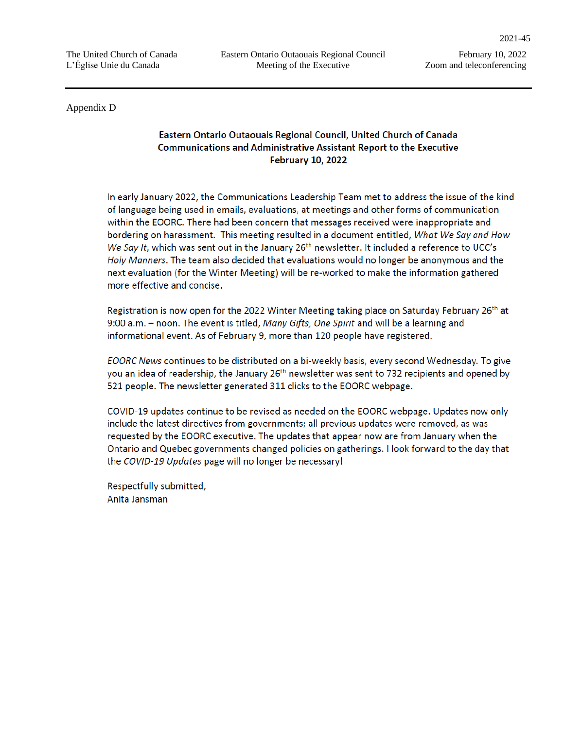Appendix D

**Eastern Ontario Outaouais Regional Council, United Church of Canada**
**Communications and Administrative Assistant Report to the Executive**
**February 10, 2022**

In early January 2022, the Communications Leadership Team met to address the issue of the kind of language being used in emails, evaluations, at meetings and other forms of communication within the EOORC. There had been concern that messages received were inappropriate and bordering on harassment. This meeting resulted in a document entitled, *What We Say and How We Say It*, which was sent out in the January 26th newsletter. It included a reference to UCC's *Holy Manners*. The team also decided that evaluations would no longer be anonymous and the next evaluation (for the Winter Meeting) will be re-worked to make the information gathered more effective and concise.

Registration is now open for the 2022 Winter Meeting taking place on Saturday February 26th at 9:00 a.m. – noon. The event is titled, *Many Gifts, One Spirit* and will be a learning and informational event. As of February 9, more than 120 people have registered.

*EOORC News* continues to be distributed on a bi-weekly basis, every second Wednesday. To give you an idea of readership, the January 26th newsletter was sent to 732 recipients and opened by 521 people. The newsletter generated 311 clicks to the EOORC webpage.

COVID-19 updates continue to be revised as needed on the EOORC webpage. Updates now only include the latest directives from governments; all previous updates were removed, as was requested by the EOORC executive. The updates that appear now are from January when the Ontario and Quebec governments changed policies on gatherings. I look forward to the day that the *COVID-19 Updates* page will no longer be necessary!

Respectfully submitted,
Anita Jansman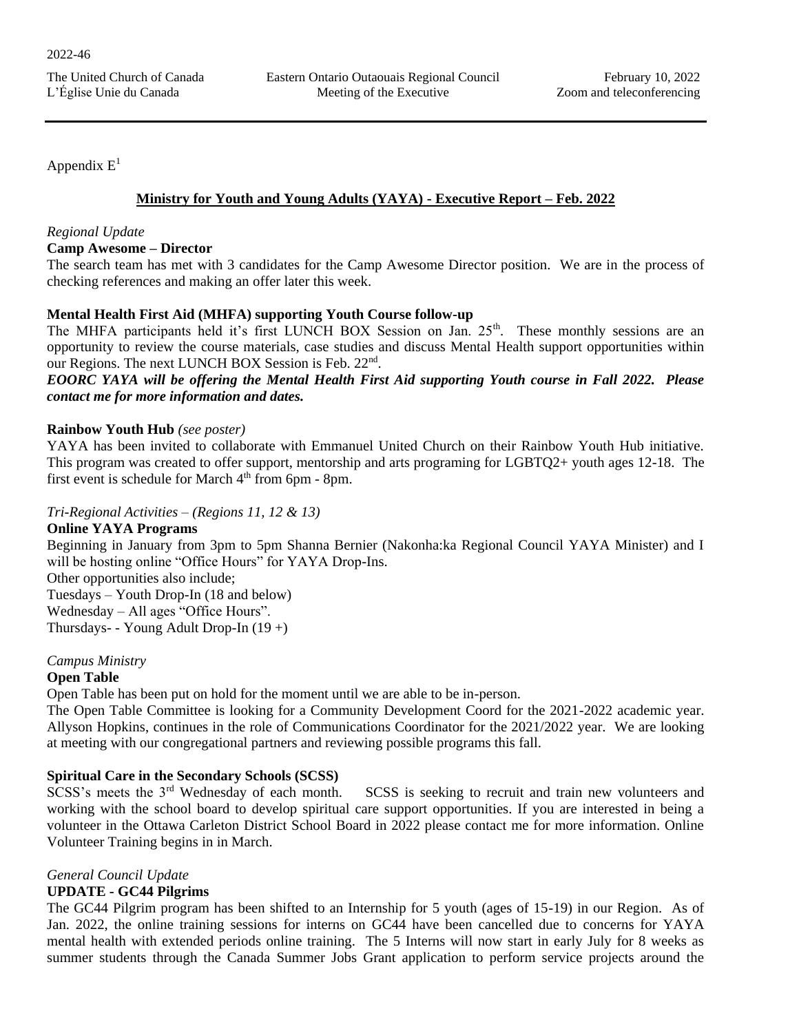2022-46

The United Church of Canada | Eastern Ontario Outaouais Regional Council | February 10, 2022
L'Église Unie du Canada | Meeting of the Executive | Zoom and teleconferencing

Appendix E[1]

## Ministry for Youth and Young Adults (YAYA) - Executive Report – Feb. 2022

*Regional Update*

**Camp Awesome – Director**

The search team has met with 3 candidates for the Camp Awesome Director position. We are in the process of checking references and making an offer later this week.

**Mental Health First Aid (MHFA) supporting Youth Course follow-up**

The MHFA participants held it's first LUNCH BOX Session on Jan. 25th. These monthly sessions are an opportunity to review the course materials, case studies and discuss Mental Health support opportunities within our Regions. The next LUNCH BOX Session is Feb. 22nd.

***EOORC YAYA will be offering the Mental Health First Aid supporting Youth course in Fall 2022. Please contact me for more information and dates.***

**Rainbow Youth Hub** *(see poster)*

YAYA has been invited to collaborate with Emmanuel United Church on their Rainbow Youth Hub initiative. This program was created to offer support, mentorship and arts programing for LGBTQ2+ youth ages 12-18. The first event is schedule for March 4th from 6pm - 8pm.

*Tri-Regional Activities – (Regions 11, 12 & 13)*

**Online YAYA Programs**

Beginning in January from 3pm to 5pm Shanna Bernier (Nakonha:ka Regional Council YAYA Minister) and I will be hosting online "Office Hours" for YAYA Drop-Ins.
Other opportunities also include;
Tuesdays – Youth Drop-In (18 and below)
Wednesday – All ages "Office Hours".
Thursdays- - Young Adult Drop-In (19 +)

*Campus Ministry*

**Open Table**

Open Table has been put on hold for the moment until we are able to be in-person.
The Open Table Committee is looking for a Community Development Coord for the 2021-2022 academic year. Allyson Hopkins, continues in the role of Communications Coordinator for the 2021/2022 year. We are looking at meeting with our congregational partners and reviewing possible programs this fall.

**Spiritual Care in the Secondary Schools (SCSS)**

SCSS's meets the 3rd Wednesday of each month. SCSS is seeking to recruit and train new volunteers and working with the school board to develop spiritual care support opportunities. If you are interested in being a volunteer in the Ottawa Carleton District School Board in 2022 please contact me for more information. Online Volunteer Training begins in in March.

*General Council Update*

**UPDATE - GC44 Pilgrims**

The GC44 Pilgrim program has been shifted to an Internship for 5 youth (ages of 15-19) in our Region. As of Jan. 2022, the online training sessions for interns on GC44 have been cancelled due to concerns for YAYA mental health with extended periods online training. The 5 Interns will now start in early July for 8 weeks as summer students through the Canada Summer Jobs Grant application to perform service projects around the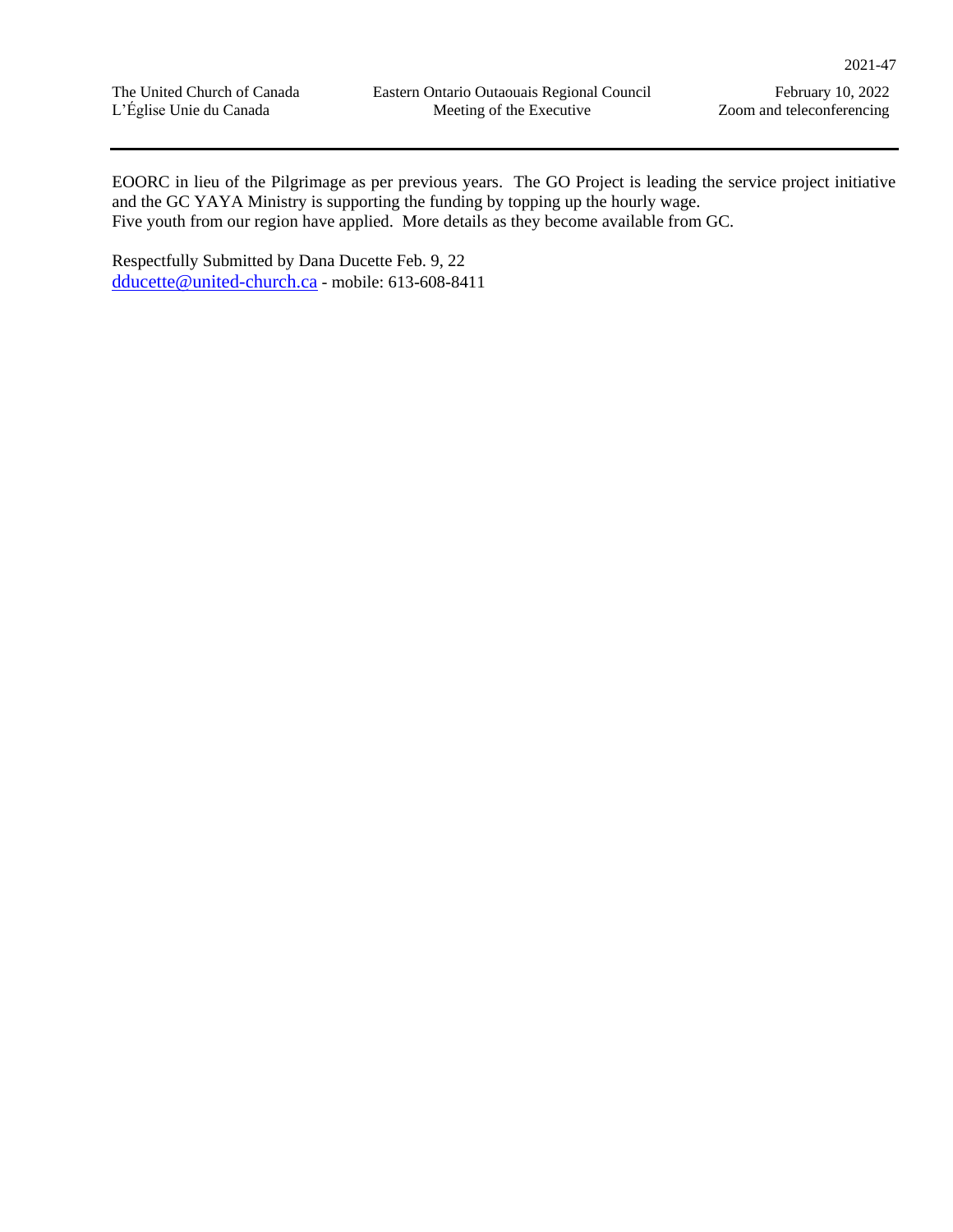EOORC in lieu of the Pilgrimage as per previous years. The GO Project is leading the service project initiative and the GC YAYA Ministry is supporting the funding by topping up the hourly wage.
Five youth from our region have applied. More details as they become available from GC.

Respectfully Submitted by Dana Ducette Feb. 9, 22
dducette@united-church.ca - mobile: 613-608-8411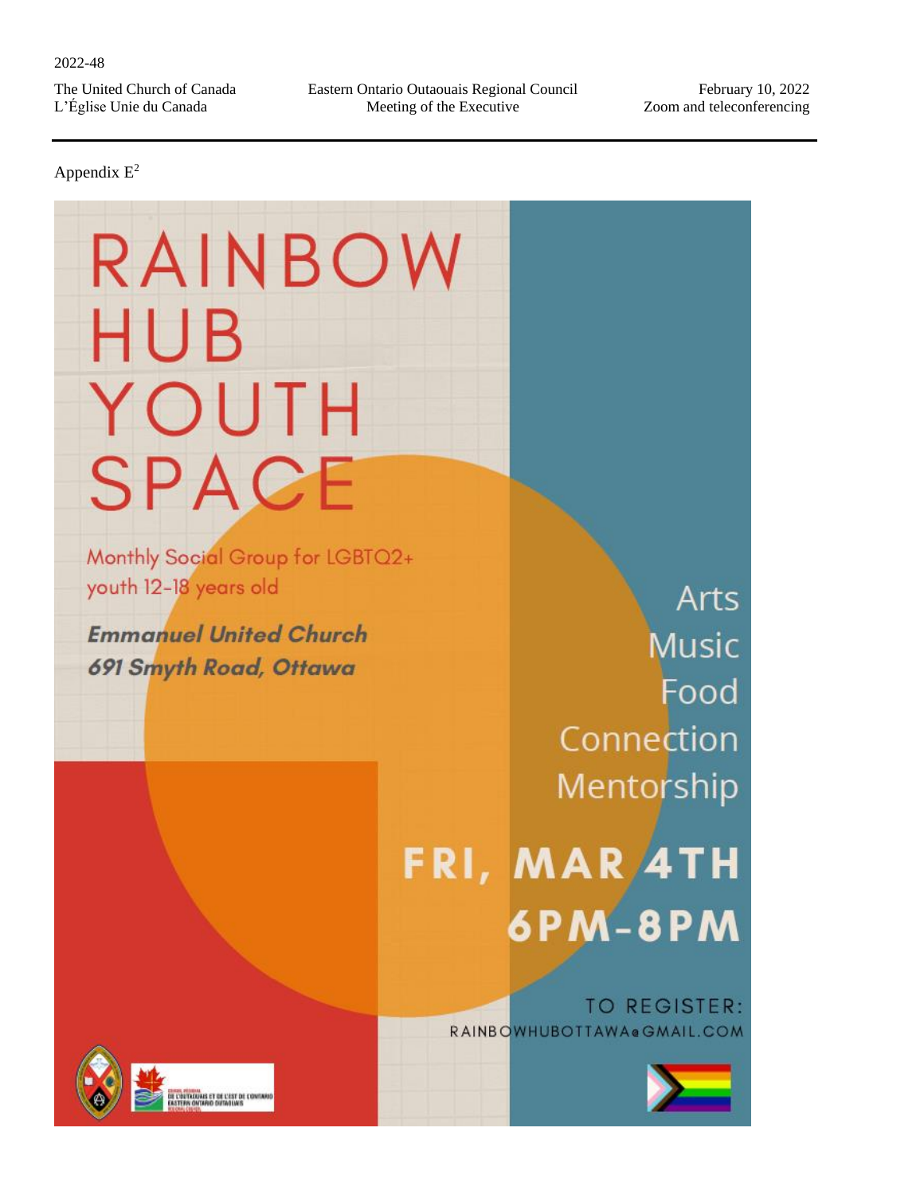2022-48

Appendix E[2]

# RAINBOW HUB YOUTH SPACE

Monthly Social Group for LGBTQ2+ youth 12-18 years old

***Emmanuel United Church***
***691 Smyth Road, Ottawa***

Arts
Music
Food
Connection
Mentorship

**FRI, MAR 4TH**
**6PM-8PM**

TO REGISTER:
RAINBOWHUBOTTAWA@GMAIL.COM